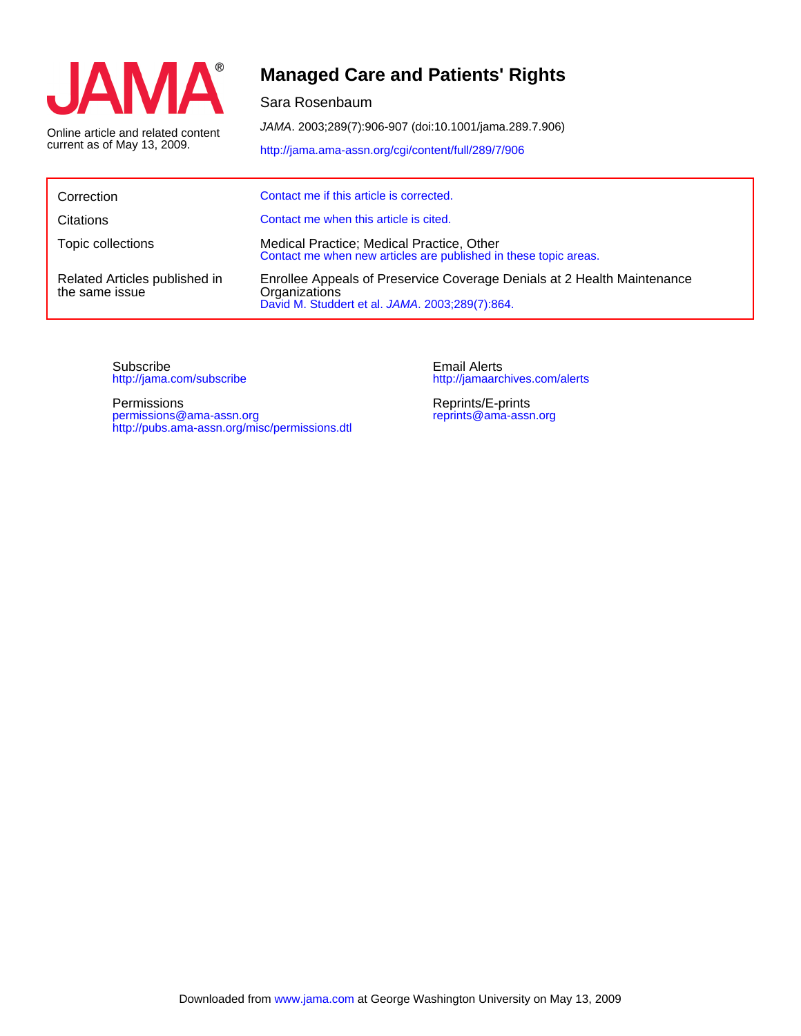JAMA®

Online article and related content current as of May 13, 2009.

# Managed Care and Patients' Rights

Sara Rosenbaum

*JAMA*. 2003;289(7):906-907 (doi:10.1001/jama.289.7.906)

http://jama.ama-assn.org/cgi/content/full/289/7/906

| | |
|---|---|
| Correction | Contact me if this article is corrected. |
| Citations | Contact me when this article is cited. |
| Topic collections | Medical Practice; Medical Practice, Other<br>Contact me when new articles are published in these topic areas. |
| Related Articles published in the same issue | Enrollee Appeals of Preservice Coverage Denials at 2 Health Maintenance Organizations<br>David M. Studdert et al. *JAMA*. 2003;289(7):864. |

Subscribe
http://jama.com/subscribe

Permissions
permissions@ama-assn.org
http://pubs.ama-assn.org/misc/permissions.dtl

Email Alerts
http://jamaarchives.com/alerts

Reprints/E-prints
reprints@ama-assn.org

Downloaded from www.jama.com at George Washington University on May 13, 2009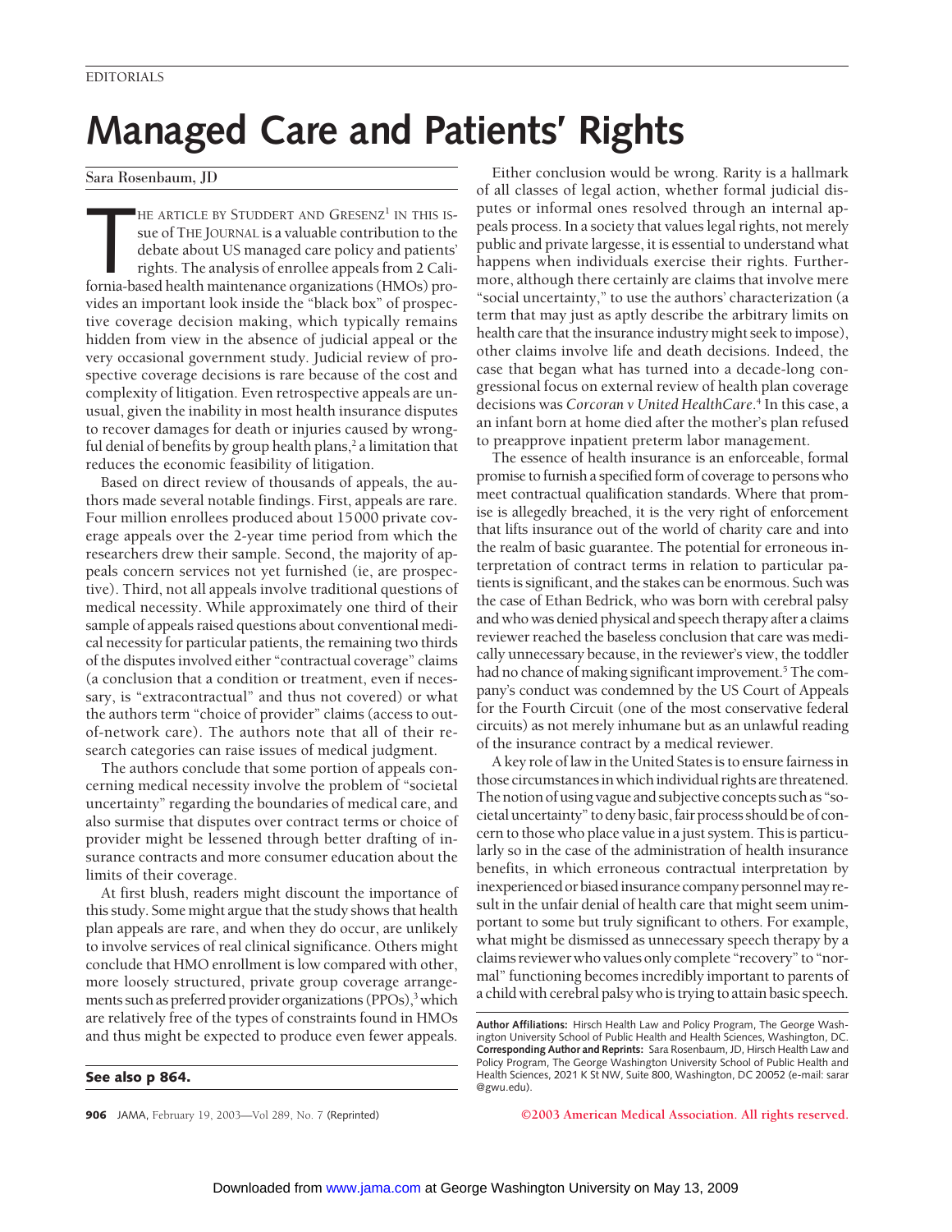EDITORIALS

# Managed Care and Patients' Rights

Sara Rosenbaum, JD

THE ARTICLE BY STUDDERT AND GRESENZ[1] IN THIS ISsue of THE JOURNAL is a valuable contribution to the debate about US managed care policy and patients' rights. The analysis of enrollee appeals from 2 California-based health maintenance organizations (HMOs) provides an important look inside the "black box" of prospective coverage decision making, which typically remains hidden from view in the absence of judicial appeal or the very occasional government study. Judicial review of prospective coverage decisions is rare because of the cost and complexity of litigation. Even retrospective appeals are unusual, given the inability in most health insurance disputes to recover damages for death or injuries caused by wrongful denial of benefits by group health plans,[2] a limitation that reduces the economic feasibility of litigation.

Based on direct review of thousands of appeals, the authors made several notable findings. First, appeals are rare. Four million enrollees produced about 15000 private coverage appeals over the 2-year time period from which the researchers drew their sample. Second, the majority of appeals concern services not yet furnished (ie, are prospective). Third, not all appeals involve traditional questions of medical necessity. While approximately one third of their sample of appeals raised questions about conventional medical necessity for particular patients, the remaining two thirds of the disputes involved either "contractual coverage" claims (a conclusion that a condition or treatment, even if necessary, is "extracontractual" and thus not covered) or what the authors term "choice of provider" claims (access to out-of-network care). The authors note that all of their research categories can raise issues of medical judgment.

The authors conclude that some portion of appeals concerning medical necessity involve the problem of "societal uncertainty" regarding the boundaries of medical care, and also surmise that disputes over contract terms or choice of provider might be lessened through better drafting of insurance contracts and more consumer education about the limits of their coverage.

At first blush, readers might discount the importance of this study. Some might argue that the study shows that health plan appeals are rare, and when they do occur, are unlikely to involve services of real clinical significance. Others might conclude that HMO enrollment is low compared with other, more loosely structured, private group coverage arrangements such as preferred provider organizations (PPOs),[3] which are relatively free of the types of constraints found in HMOs and thus might be expected to produce even fewer appeals.

**See also p 864.**

Either conclusion would be wrong. Rarity is a hallmark of all classes of legal action, whether formal judicial disputes or informal ones resolved through an internal appeals process. In a society that values legal rights, not merely public and private largesse, it is essential to understand what happens when individuals exercise their rights. Furthermore, although there certainly are claims that involve mere "social uncertainty," to use the authors' characterization (a term that may just as aptly describe the arbitrary limits on health care that the insurance industry might seek to impose), other claims involve life and death decisions. Indeed, the case that began what has turned into a decade-long congressional focus on external review of health plan coverage decisions was *Corcoran v United HealthCare*.[4] In this case, a an infant born at home died after the mother's plan refused to preapprove inpatient preterm labor management.

The essence of health insurance is an enforceable, formal promise to furnish a specified form of coverage to persons who meet contractual qualification standards. Where that promise is allegedly breached, it is the very right of enforcement that lifts insurance out of the world of charity care and into the realm of basic guarantee. The potential for erroneous interpretation of contract terms in relation to particular patients is significant, and the stakes can be enormous. Such was the case of Ethan Bedrick, who was born with cerebral palsy and who was denied physical and speech therapy after a claims reviewer reached the baseless conclusion that care was medically unnecessary because, in the reviewer's view, the toddler had no chance of making significant improvement.[5] The company's conduct was condemned by the US Court of Appeals for the Fourth Circuit (one of the most conservative federal circuits) as not merely inhumane but as an unlawful reading of the insurance contract by a medical reviewer.

A key role of law in the United States is to ensure fairness in those circumstances in which individual rights are threatened. The notion of using vague and subjective concepts such as "societal uncertainty" to deny basic, fair process should be of concern to those who place value in a just system. This is particularly so in the case of the administration of health insurance benefits, in which erroneous contractual interpretation by inexperienced or biased insurance company personnel may result in the unfair denial of health care that might seem unimportant to some but truly significant to others. For example, what might be dismissed as unnecessary speech therapy by a claims reviewer who values only complete "recovery" to "normal" functioning becomes incredibly important to parents of a child with cerebral palsy who is trying to attain basic speech.

**Author Affiliations:** Hirsch Health Law and Policy Program, The George Washington University School of Public Health and Health Sciences, Washington, DC.
**Corresponding Author and Reprints:** Sara Rosenbaum, JD, Hirsch Health Law and Policy Program, The George Washington University School of Public Health and Health Sciences, 2021 K St NW, Suite 800, Washington, DC 20052 (e-mail: sarar@gwu.edu).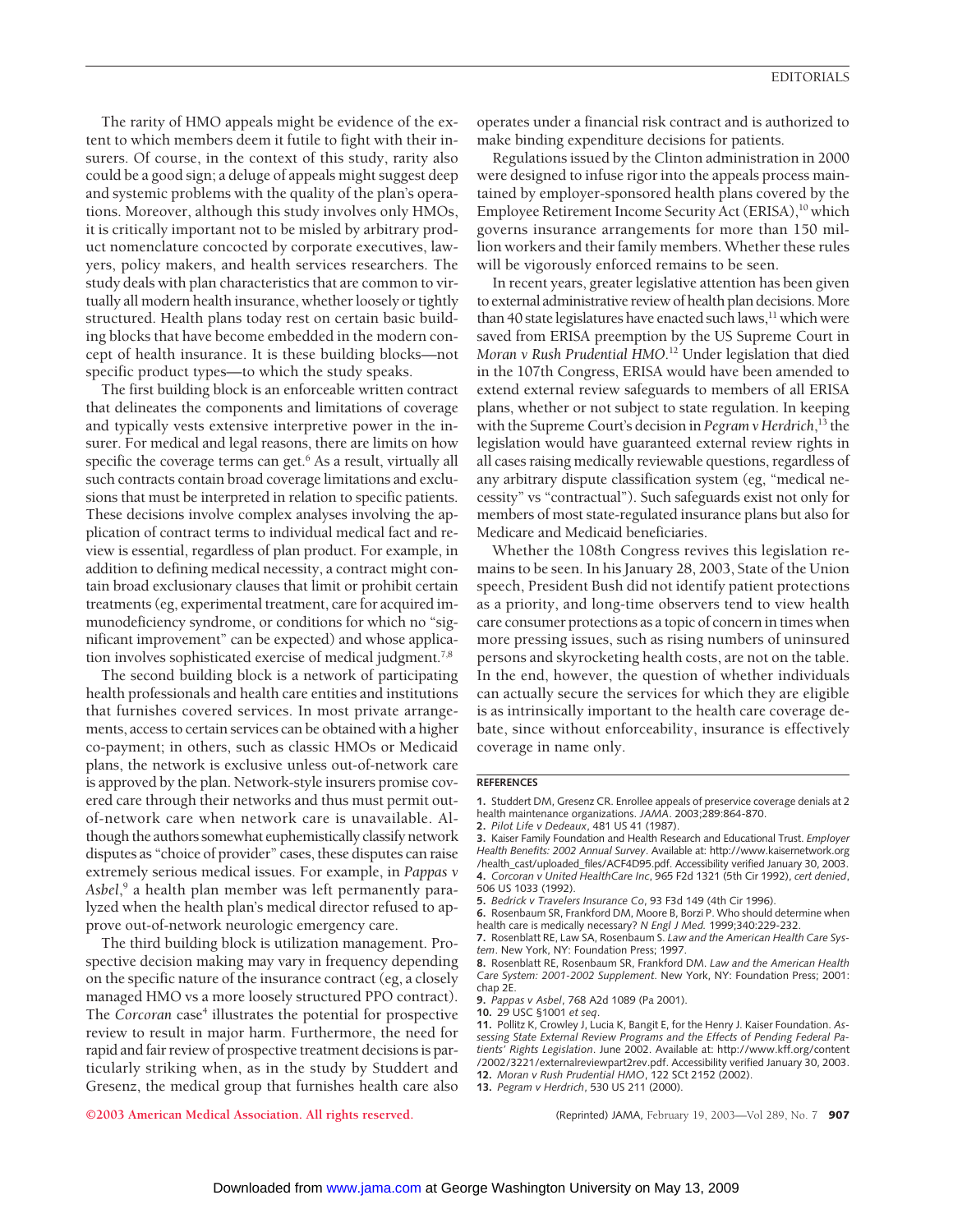The rarity of HMO appeals might be evidence of the extent to which members deem it futile to fight with their insurers. Of course, in the context of this study, rarity also could be a good sign; a deluge of appeals might suggest deep and systemic problems with the quality of the plan's operations. Moreover, although this study involves only HMOs, it is critically important not to be misled by arbitrary product nomenclature concocted by corporate executives, lawyers, policy makers, and health services researchers. The study deals with plan characteristics that are common to virtually all modern health insurance, whether loosely or tightly structured. Health plans today rest on certain basic building blocks that have become embedded in the modern concept of health insurance. It is these building blocks—not specific product types—to which the study speaks.

The first building block is an enforceable written contract that delineates the components and limitations of coverage and typically vests extensive interpretive power in the insurer. For medical and legal reasons, there are limits on how specific the coverage terms can get.[6] As a result, virtually all such contracts contain broad coverage limitations and exclusions that must be interpreted in relation to specific patients. These decisions involve complex analyses involving the application of contract terms to individual medical fact and review is essential, regardless of plan product. For example, in addition to defining medical necessity, a contract might contain broad exclusionary clauses that limit or prohibit certain treatments (eg, experimental treatment, care for acquired immunodeficiency syndrome, or conditions for which no "significant improvement" can be expected) and whose application involves sophisticated exercise of medical judgment.[7,8]

The second building block is a network of participating health professionals and health care entities and institutions that furnishes covered services. In most private arrangements, access to certain services can be obtained with a higher co-payment; in others, such as classic HMOs or Medicaid plans, the network is exclusive unless out-of-network care is approved by the plan. Network-style insurers promise covered care through their networks and thus must permit out-of-network care when network care is unavailable. Although the authors somewhat euphemistically classify network disputes as "choice of provider" cases, these disputes can raise extremely serious medical issues. For example, in *Pappas v Asbel*,[9] a health plan member was left permanently paralyzed when the health plan's medical director refused to approve out-of-network neurologic emergency care.

The third building block is utilization management. Prospective decision making may vary in frequency depending on the specific nature of the insurance contract (eg, a closely managed HMO vs a more loosely structured PPO contract). The *Corcoran* case[4] illustrates the potential for prospective review to result in major harm. Furthermore, the need for rapid and fair review of prospective treatment decisions is particularly striking when, as in the study by Studdert and Gresenz, the medical group that furnishes health care also operates under a financial risk contract and is authorized to make binding expenditure decisions for patients.

Regulations issued by the Clinton administration in 2000 were designed to infuse rigor into the appeals process maintained by employer-sponsored health plans covered by the Employee Retirement Income Security Act (ERISA),[10] which governs insurance arrangements for more than 150 million workers and their family members. Whether these rules will be vigorously enforced remains to be seen.

In recent years, greater legislative attention has been given to external administrative review of health plan decisions. More than 40 state legislatures have enacted such laws,[11] which were saved from ERISA preemption by the US Supreme Court in *Moran v Rush Prudential HMO*.[12] Under legislation that died in the 107th Congress, ERISA would have been amended to extend external review safeguards to members of all ERISA plans, whether or not subject to state regulation. In keeping with the Supreme Court's decision in *Pegram v Herdrich*,[13] the legislation would have guaranteed external review rights in all cases raising medically reviewable questions, regardless of any arbitrary dispute classification system (eg, "medical necessity" vs "contractual"). Such safeguards exist not only for members of most state-regulated insurance plans but also for Medicare and Medicaid beneficiaries.

Whether the 108th Congress revives this legislation remains to be seen. In his January 28, 2003, State of the Union speech, President Bush did not identify patient protections as a priority, and long-time observers tend to view health care consumer protections as a topic of concern in times when more pressing issues, such as rising numbers of uninsured persons and skyrocketing health costs, are not on the table. In the end, however, the question of whether individuals can actually secure the services for which they are eligible is as intrinsically important to the health care coverage debate, since without enforceability, insurance is effectively coverage in name only.

## REFERENCES

1. Studdert DM, Gresenz CR. Enrollee appeals of preservice coverage denials at 2 health maintenance organizations. *JAMA*. 2003;289:864-870.
2. *Pilot Life v Dedeaux*, 481 US 41 (1987).
3. Kaiser Family Foundation and Health Research and Educational Trust. *Employer Health Benefits: 2002 Annual Survey*. Available at: http://www.kaisernetwork.org/health_cast/uploaded_files/ACF4D95.pdf. Accessibility verified January 30, 2003.
4. *Corcoran v United HealthCare Inc*, 965 F2d 1321 (5th Cir 1992), *cert denied*, 506 US 1033 (1992).
5. *Bedrick v Travelers Insurance Co*, 93 F3d 149 (4th Cir 1996).
6. Rosenbaum SR, Frankford DM, Moore B, Borzi P. Who should determine when health care is medically necessary? *N Engl J Med*. 1999;340:229-232.
7. Rosenblatt RE, Law SA, Rosenbaum S. *Law and the American Health Care System*. New York, NY: Foundation Press; 1997.
8. Rosenblatt RE, Rosenbaum SR, Frankford DM. *Law and the American Health Care System: 2001-2002 Supplement*. New York, NY: Foundation Press; 2001: chap 2E.
9. *Pappas v Asbel*, 768 A2d 1089 (Pa 2001).
10. 29 USC §1001 *et seq*.
11. Pollitz K, Crowley J, Lucia K, Bangit E, for the Henry J. Kaiser Foundation. *Assessing State External Review Programs and the Effects of Pending Federal Patients' Rights Legislation*. June 2002. Available at: http://www.kff.org/content/2002/3221/externalreviewpart2rev.pdf. Accessibility verified January 30, 2003.
12. *Moran v Rush Prudential HMO*, 122 SCt 2152 (2002).
13. *Pegram v Herdrich*, 530 US 211 (2000).